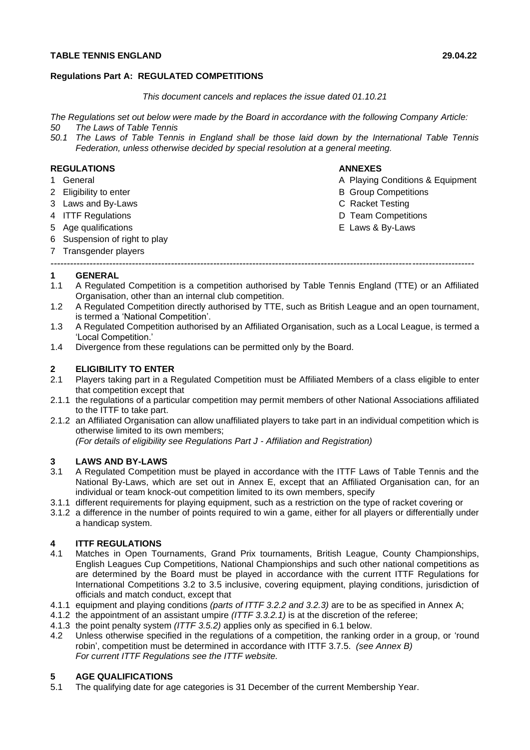**TABLE TENNIS ENGLAND** **29.04.22**

## Regulations Part A: REGULATED COMPETITIONS

*This document cancels and replaces the issue dated 01.10.21*

*The Regulations set out below were made by the Board in accordance with the following Company Article:*
*50 The Laws of Table Tennis*
*50.1 The Laws of Table Tennis in England shall be those laid down by the International Table Tennis Federation, unless otherwise decided by special resolution at a general meeting.*

**REGULATIONS**

1 General
2 Eligibility to enter
3 Laws and By-Laws
4 ITTF Regulations
5 Age qualifications
6 Suspension of right to play
7 Transgender players

**ANNEXES**

A Playing Conditions & Equipment
B Group Competitions
C Racket Testing
D Team Competitions
E Laws & By-Laws

---

### 1 GENERAL

1.1 A Regulated Competition is a competition authorised by Table Tennis England (TTE) or an Affiliated Organisation, other than an internal club competition.

1.2 A Regulated Competition directly authorised by TTE, such as British League and an open tournament, is termed a 'National Competition'.

1.3 A Regulated Competition authorised by an Affiliated Organisation, such as a Local League, is termed a 'Local Competition.'

1.4 Divergence from these regulations can be permitted only by the Board.

### 2 ELIGIBILITY TO ENTER

2.1 Players taking part in a Regulated Competition must be Affiliated Members of a class eligible to enter that competition except that

2.1.1 the regulations of a particular competition may permit members of other National Associations affiliated to the ITTF to take part.

2.1.2 an Affiliated Organisation can allow unaffiliated players to take part in an individual competition which is otherwise limited to its own members;
*(For details of eligibility see Regulations Part J - Affiliation and Registration)*

### 3 LAWS AND BY-LAWS

3.1 A Regulated Competition must be played in accordance with the ITTF Laws of Table Tennis and the National By-Laws, which are set out in Annex E, except that an Affiliated Organisation can, for an individual or team knock-out competition limited to its own members, specify

3.1.1 different requirements for playing equipment, such as a restriction on the type of racket covering or

3.1.2 a difference in the number of points required to win a game, either for all players or differentially under a handicap system.

### 4 ITTF REGULATIONS

4.1 Matches in Open Tournaments, Grand Prix tournaments, British League, County Championships, English Leagues Cup Competitions, National Championships and such other national competitions as are determined by the Board must be played in accordance with the current ITTF Regulations for International Competitions 3.2 to 3.5 inclusive, covering equipment, playing conditions, jurisdiction of officials and match conduct, except that

4.1.1 equipment and playing conditions *(parts of ITTF 3.2.2 and 3.2.3)* are to be as specified in Annex A;

4.1.2 the appointment of an assistant umpire *(ITTF 3.3.2.1)* is at the discretion of the referee;

4.1.3 the point penalty system *(ITTF 3.5.2)* applies only as specified in 6.1 below.

4.2 Unless otherwise specified in the regulations of a competition, the ranking order in a group, or 'round robin', competition must be determined in accordance with ITTF 3.7.5. *(see Annex B)*
*For current ITTF Regulations see the ITTF website.*

### 5 AGE QUALIFICATIONS

5.1 The qualifying date for age categories is 31 December of the current Membership Year.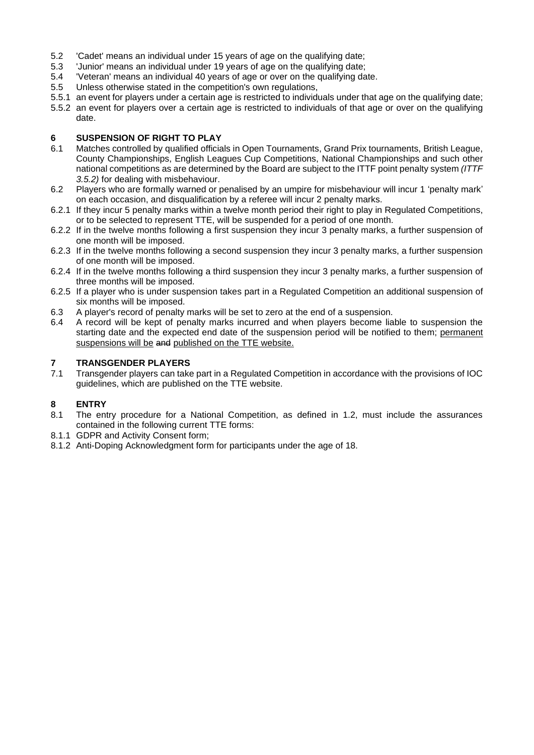5.2 'Cadet' means an individual under 15 years of age on the qualifying date;
5.3 'Junior' means an individual under 19 years of age on the qualifying date;
5.4 'Veteran' means an individual 40 years of age or over on the qualifying date.
5.5 Unless otherwise stated in the competition's own regulations,
5.5.1 an event for players under a certain age is restricted to individuals under that age on the qualifying date;
5.5.2 an event for players over a certain age is restricted to individuals of that age or over on the qualifying date.

## 6 SUSPENSION OF RIGHT TO PLAY

6.1 Matches controlled by qualified officials in Open Tournaments, Grand Prix tournaments, British League, County Championships, English Leagues Cup Competitions, National Championships and such other national competitions as are determined by the Board are subject to the ITTF point penalty system *(ITTF 3.5.2)* for dealing with misbehaviour.
6.2 Players who are formally warned or penalised by an umpire for misbehaviour will incur 1 'penalty mark' on each occasion, and disqualification by a referee will incur 2 penalty marks.
6.2.1 If they incur 5 penalty marks within a twelve month period their right to play in Regulated Competitions, or to be selected to represent TTE, will be suspended for a period of one month.
6.2.2 If in the twelve months following a first suspension they incur 3 penalty marks, a further suspension of one month will be imposed.
6.2.3 If in the twelve months following a second suspension they incur 3 penalty marks, a further suspension of one month will be imposed.
6.2.4 If in the twelve months following a third suspension they incur 3 penalty marks, a further suspension of three months will be imposed.
6.2.5 If a player who is under suspension takes part in a Regulated Competition an additional suspension of six months will be imposed.
6.3 A player's record of penalty marks will be set to zero at the end of a suspension.
6.4 A record will be kept of penalty marks incurred and when players become liable to suspension the starting date and the expected end date of the suspension period will be notified to them; permanent suspensions will be ~~and~~ published on the TTE website.

## 7 TRANSGENDER PLAYERS

7.1 Transgender players can take part in a Regulated Competition in accordance with the provisions of IOC guidelines, which are published on the TTE website.

## 8 ENTRY

8.1 The entry procedure for a National Competition, as defined in 1.2, must include the assurances contained in the following current TTE forms:
8.1.1 GDPR and Activity Consent form;
8.1.2 Anti-Doping Acknowledgment form for participants under the age of 18.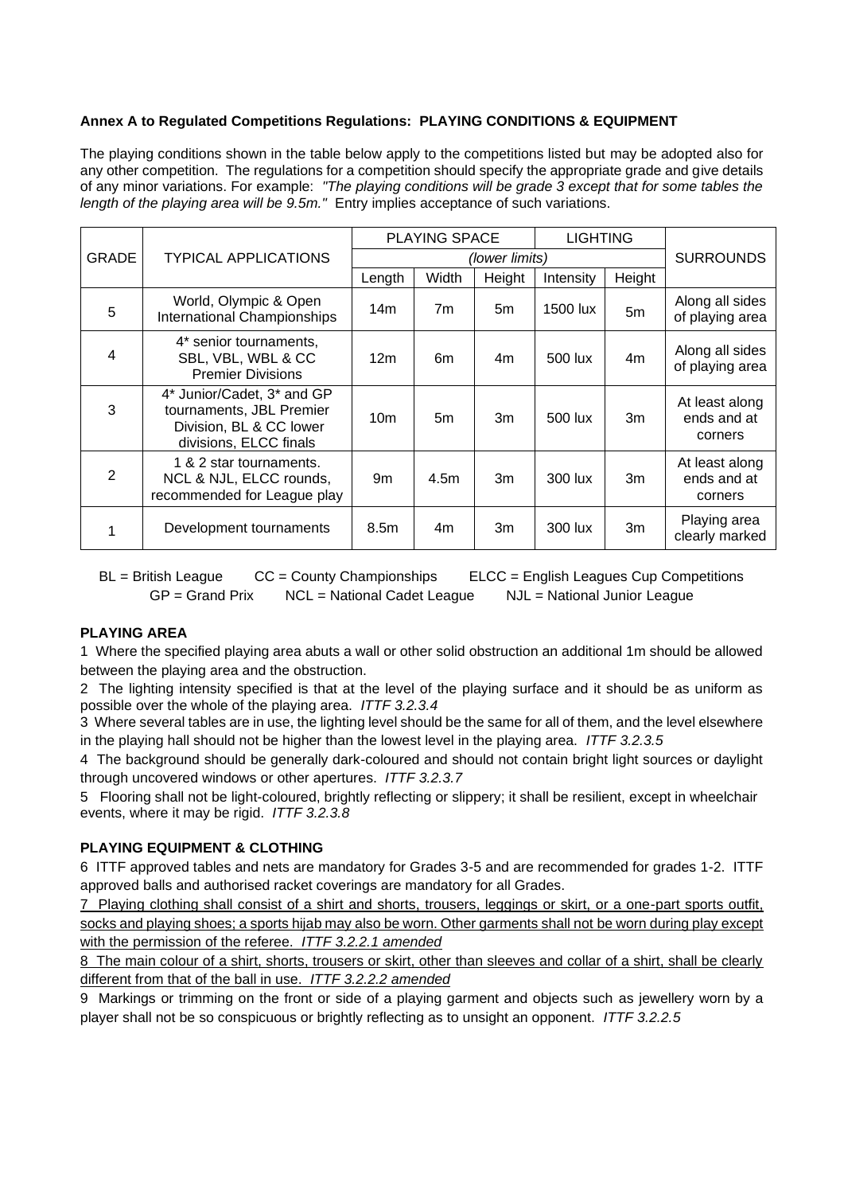**Annex A to Regulated Competitions Regulations: PLAYING CONDITIONS & EQUIPMENT**

The playing conditions shown in the table below apply to the competitions listed but may be adopted also for any other competition. The regulations for a competition should specify the appropriate grade and give details of any minor variations. For example: *"The playing conditions will be grade 3 except that for some tables the length of the playing area will be 9.5m."* Entry implies acceptance of such variations.

| GRADE | TYPICAL APPLICATIONS | PLAYING SPACE | | | LIGHTING | | SURROUNDS |
|---|---|---|---|---|---|---|---|
| | | *(lower limits)* | | | | | |
| | | Length | Width | Height | Intensity | Height | |
| 5 | World, Olympic & Open International Championships | 14m | 7m | 5m | 1500 lux | 5m | Along all sides of playing area |
| 4 | 4* senior tournaments, SBL, VBL, WBL & CC Premier Divisions | 12m | 6m | 4m | 500 lux | 4m | Along all sides of playing area |
| 3 | 4* Junior/Cadet, 3* and GP tournaments, JBL Premier Division, BL & CC lower divisions, ELCC finals | 10m | 5m | 3m | 500 lux | 3m | At least along ends and at corners |
| 2 | 1 & 2 star tournaments. NCL & NJL, ELCC rounds, recommended for League play | 9m | 4.5m | 3m | 300 lux | 3m | At least along ends and at corners |
| 1 | Development tournaments | 8.5m | 4m | 3m | 300 lux | 3m | Playing area clearly marked |

BL = British League    CC = County Championships    ELCC = English Leagues Cup Competitions
GP = Grand Prix    NCL = National Cadet League    NJL = National Junior League

**PLAYING AREA**

1 Where the specified playing area abuts a wall or other solid obstruction an additional 1m should be allowed between the playing area and the obstruction.

2 The lighting intensity specified is that at the level of the playing surface and it should be as uniform as possible over the whole of the playing area. *ITTF 3.2.3.4*

3 Where several tables are in use, the lighting level should be the same for all of them, and the level elsewhere in the playing hall should not be higher than the lowest level in the playing area. *ITTF 3.2.3.5*

4 The background should be generally dark-coloured and should not contain bright light sources or daylight through uncovered windows or other apertures. *ITTF 3.2.3.7*

5 Flooring shall not be light-coloured, brightly reflecting or slippery; it shall be resilient, except in wheelchair events, where it may be rigid. *ITTF 3.2.3.8*

**PLAYING EQUIPMENT & CLOTHING**

6 ITTF approved tables and nets are mandatory for Grades 3-5 and are recommended for grades 1-2. ITTF approved balls and authorised racket coverings are mandatory for all Grades.

7 Playing clothing shall consist of a shirt and shorts, trousers, leggings or skirt, or a one-part sports outfit, socks and playing shoes; a sports hijab may also be worn. Other garments shall not be worn during play except with the permission of the referee. *ITTF 3.2.2.1 amended*

8 The main colour of a shirt, shorts, trousers or skirt, other than sleeves and collar of a shirt, shall be clearly different from that of the ball in use. *ITTF 3.2.2.2 amended*

9 Markings or trimming on the front or side of a playing garment and objects such as jewellery worn by a player shall not be so conspicuous or brightly reflecting as to unsight an opponent. *ITTF 3.2.2.5*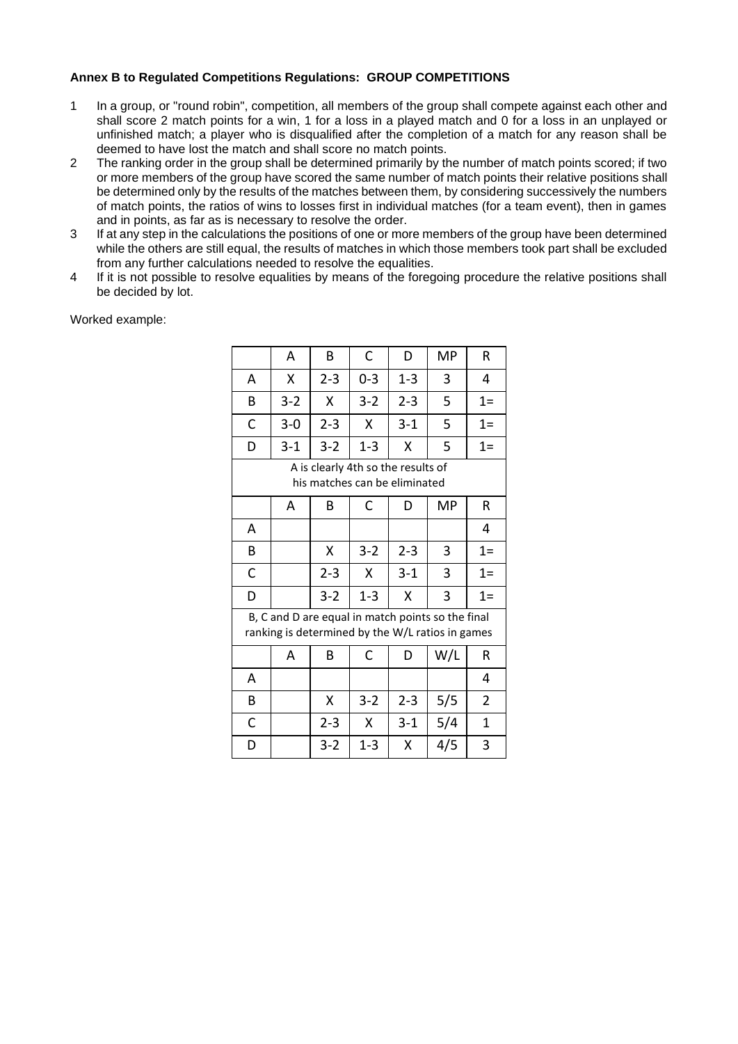**Annex B to Regulated Competitions Regulations: GROUP COMPETITIONS**

1. In a group, or "round robin", competition, all members of the group shall compete against each other and shall score 2 match points for a win, 1 for a loss in a played match and 0 for a loss in an unplayed or unfinished match; a player who is disqualified after the completion of a match for any reason shall be deemed to have lost the match and shall score no match points.
2. The ranking order in the group shall be determined primarily by the number of match points scored; if two or more members of the group have scored the same number of match points their relative positions shall be determined only by the results of the matches between them, by considering successively the numbers of match points, the ratios of wins to losses first in individual matches (for a team event), then in games and in points, as far as is necessary to resolve the order.
3. If at any step in the calculations the positions of one or more members of the group have been determined while the others are still equal, the results of matches in which those members took part shall be excluded from any further calculations needed to resolve the equalities.
4. If it is not possible to resolve equalities by means of the foregoing procedure the relative positions shall be decided by lot.

Worked example:

| | A | B | C | D | MP | R |
|---|---|---|---|---|---|---|
| A | X | 2-3 | 0-3 | 1-3 | 3 | 4 |
| B | 3-2 | X | 3-2 | 2-3 | 5 | 1= |
| C | 3-0 | 2-3 | X | 3-1 | 5 | 1= |
| D | 3-1 | 3-2 | 1-3 | X | 5 | 1= |
| A is clearly 4th so the results of his matches can be eliminated | | | | | | |
| | A | B | C | D | MP | R |
| A | | | | | | 4 |
| B | | X | 3-2 | 2-3 | 3 | 1= |
| C | | 2-3 | X | 3-1 | 3 | 1= |
| D | | 3-2 | 1-3 | X | 3 | 1= |
| B, C and D are equal in match points so the final ranking is determined by the W/L ratios in games | | | | | | |
| | A | B | C | D | W/L | R |
| A | | | | | | 4 |
| B | | X | 3-2 | 2-3 | 5/5 | 2 |
| C | | 2-3 | X | 3-1 | 5/4 | 1 |
| D | | 3-2 | 1-3 | X | 4/5 | 3 |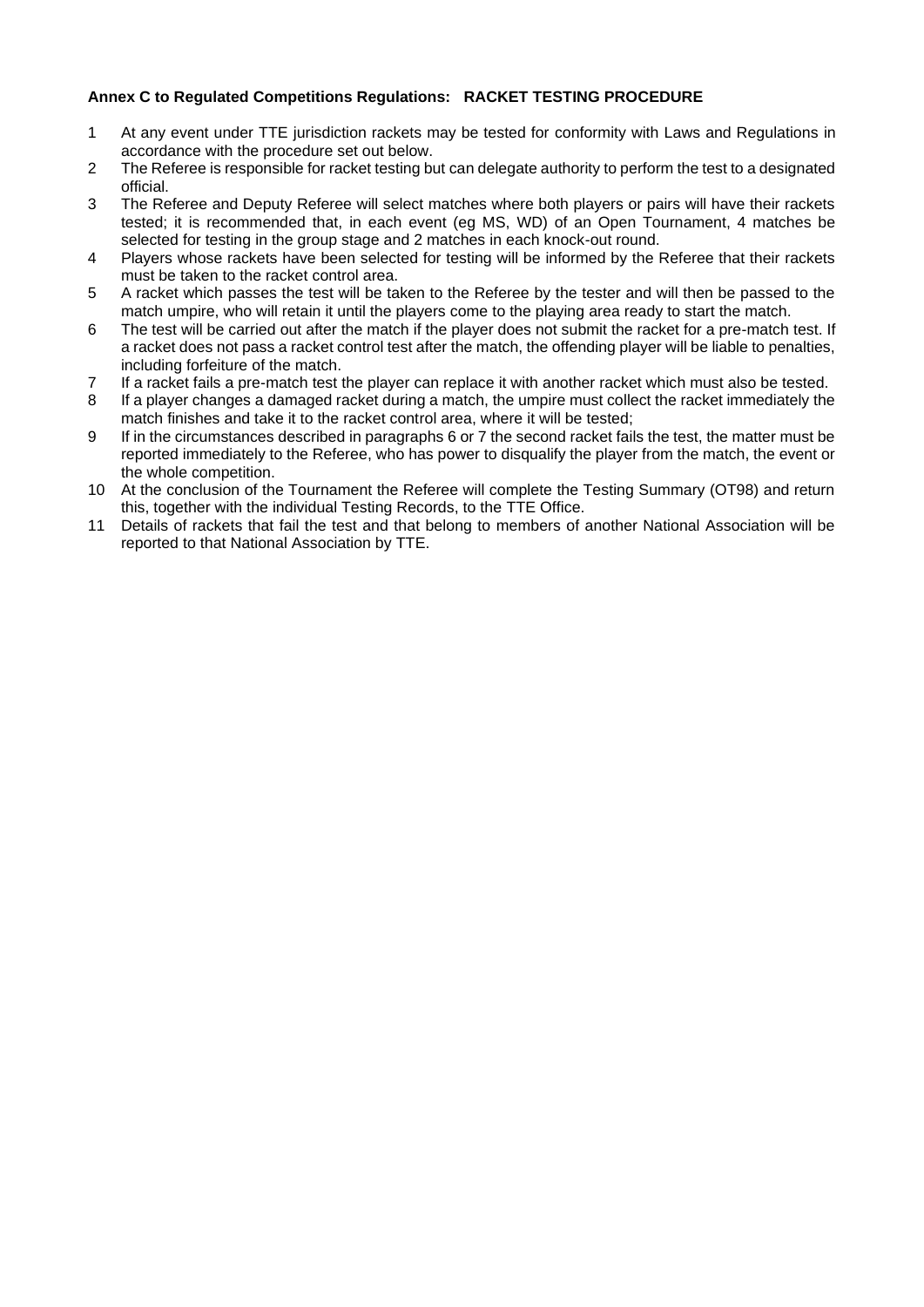**Annex C to Regulated Competitions Regulations: RACKET TESTING PROCEDURE**

1. At any event under TTE jurisdiction rackets may be tested for conformity with Laws and Regulations in accordance with the procedure set out below.
2. The Referee is responsible for racket testing but can delegate authority to perform the test to a designated official.
3. The Referee and Deputy Referee will select matches where both players or pairs will have their rackets tested; it is recommended that, in each event (eg MS, WD) of an Open Tournament, 4 matches be selected for testing in the group stage and 2 matches in each knock-out round.
4. Players whose rackets have been selected for testing will be informed by the Referee that their rackets must be taken to the racket control area.
5. A racket which passes the test will be taken to the Referee by the tester and will then be passed to the match umpire, who will retain it until the players come to the playing area ready to start the match.
6. The test will be carried out after the match if the player does not submit the racket for a pre-match test. If a racket does not pass a racket control test after the match, the offending player will be liable to penalties, including forfeiture of the match.
7. If a racket fails a pre-match test the player can replace it with another racket which must also be tested.
8. If a player changes a damaged racket during a match, the umpire must collect the racket immediately the match finishes and take it to the racket control area, where it will be tested;
9. If in the circumstances described in paragraphs 6 or 7 the second racket fails the test, the matter must be reported immediately to the Referee, who has power to disqualify the player from the match, the event or the whole competition.
10. At the conclusion of the Tournament the Referee will complete the Testing Summary (OT98) and return this, together with the individual Testing Records, to the TTE Office.
11. Details of rackets that fail the test and that belong to members of another National Association will be reported to that National Association by TTE.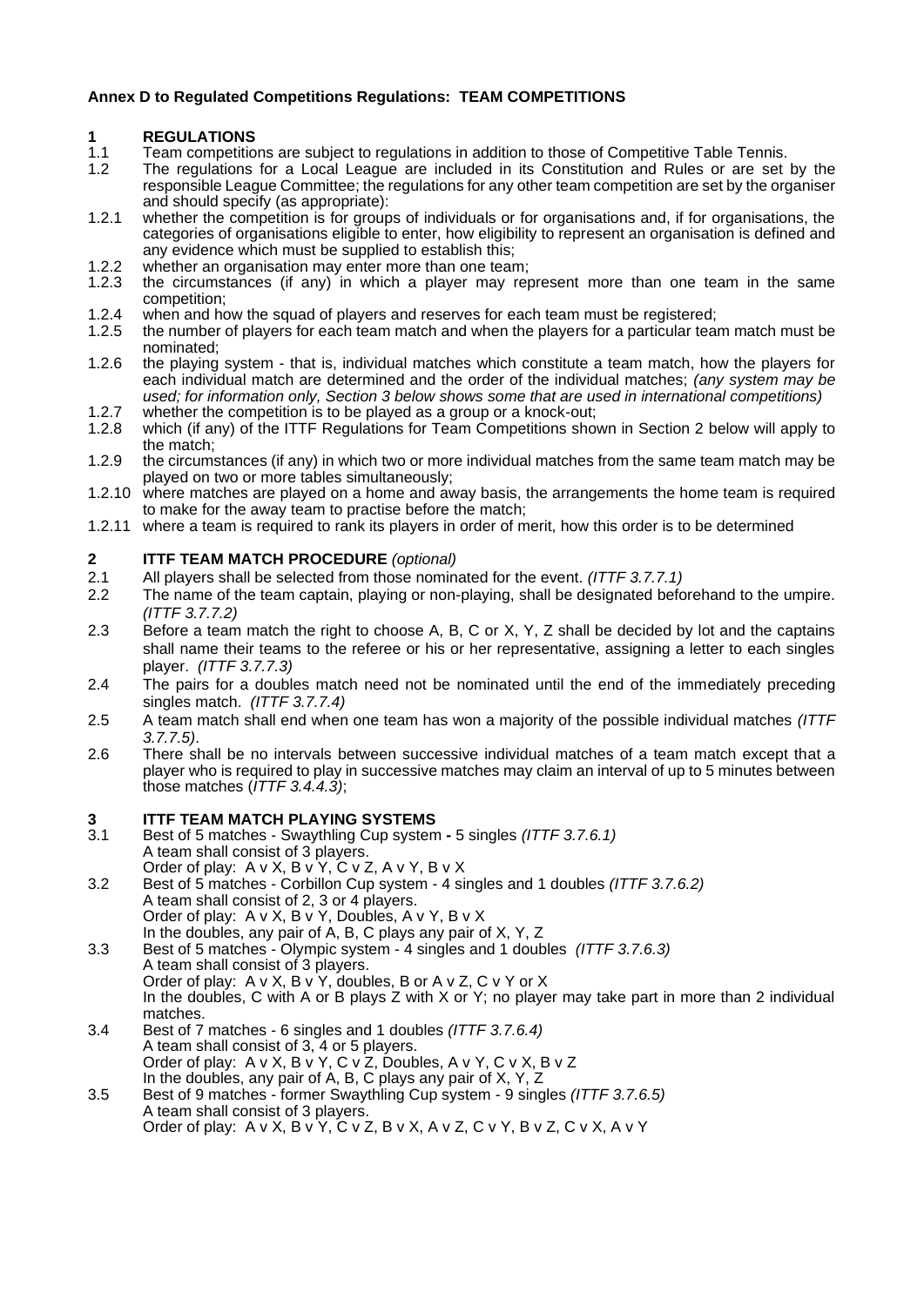**Annex D to Regulated Competitions Regulations: TEAM COMPETITIONS**

## 1 REGULATIONS

1.1 Team competitions are subject to regulations in addition to those of Competitive Table Tennis.

1.2 The regulations for a Local League are included in its Constitution and Rules or are set by the responsible League Committee; the regulations for any other team competition are set by the organiser and should specify (as appropriate):

1.2.1 whether the competition is for groups of individuals or for organisations and, if for organisations, the categories of organisations eligible to enter, how eligibility to represent an organisation is defined and any evidence which must be supplied to establish this;

1.2.2 whether an organisation may enter more than one team;

1.2.3 the circumstances (if any) in which a player may represent more than one team in the same competition;

1.2.4 when and how the squad of players and reserves for each team must be registered;

1.2.5 the number of players for each team match and when the players for a particular team match must be nominated;

1.2.6 the playing system - that is, individual matches which constitute a team match, how the players for each individual match are determined and the order of the individual matches; *(any system may be used; for information only, Section 3 below shows some that are used in international competitions)*

1.2.7 whether the competition is to be played as a group or a knock-out;

1.2.8 which (if any) of the ITTF Regulations for Team Competitions shown in Section 2 below will apply to the match;

1.2.9 the circumstances (if any) in which two or more individual matches from the same team match may be played on two or more tables simultaneously;

1.2.10 where matches are played on a home and away basis, the arrangements the home team is required to make for the away team to practise before the match;

1.2.11 where a team is required to rank its players in order of merit, how this order is to be determined

## 2 ITTF TEAM MATCH PROCEDURE *(optional)*

2.1 All players shall be selected from those nominated for the event. *(ITTF 3.7.7.1)*

2.2 The name of the team captain, playing or non-playing, shall be designated beforehand to the umpire. *(ITTF 3.7.7.2)*

2.3 Before a team match the right to choose A, B, C or X, Y, Z shall be decided by lot and the captains shall name their teams to the referee or his or her representative, assigning a letter to each singles player. *(ITTF 3.7.7.3)*

2.4 The pairs for a doubles match need not be nominated until the end of the immediately preceding singles match. *(ITTF 3.7.7.4)*

2.5 A team match shall end when one team has won a majority of the possible individual matches *(ITTF 3.7.7.5)*.

2.6 There shall be no intervals between successive individual matches of a team match except that a player who is required to play in successive matches may claim an interval of up to 5 minutes between those matches (*ITTF 3.4.4.3)*;

## 3 ITTF TEAM MATCH PLAYING SYSTEMS

3.1 Best of 5 matches - Swaythling Cup system **-** 5 singles *(ITTF 3.7.6.1)*
A team shall consist of 3 players.
Order of play: A v X, B v Y, C v Z, A v Y, B v X

3.2 Best of 5 matches - Corbillon Cup system - 4 singles and 1 doubles *(ITTF 3.7.6.2)*
A team shall consist of 2, 3 or 4 players.
Order of play: A v X, B v Y, Doubles, A v Y, B v X
In the doubles, any pair of A, B, C plays any pair of X, Y, Z

3.3 Best of 5 matches - Olympic system - 4 singles and 1 doubles *(ITTF 3.7.6.3)*
A team shall consist of 3 players.
Order of play: A v X, B v Y, doubles, B or A v Z, C v Y or X
In the doubles, C with A or B plays Z with X or Y; no player may take part in more than 2 individual matches.

3.4 Best of 7 matches - 6 singles and 1 doubles *(ITTF 3.7.6.4)*
A team shall consist of 3, 4 or 5 players.
Order of play: A v X, B v Y, C v Z, Doubles, A v Y, C v X, B v Z
In the doubles, any pair of A, B, C plays any pair of X, Y, Z

3.5 Best of 9 matches - former Swaythling Cup system - 9 singles *(ITTF 3.7.6.5)*
A team shall consist of 3 players.
Order of play: A v X, B v Y, C v Z, B v X, A v Z, C v Y, B v Z, C v X, A v Y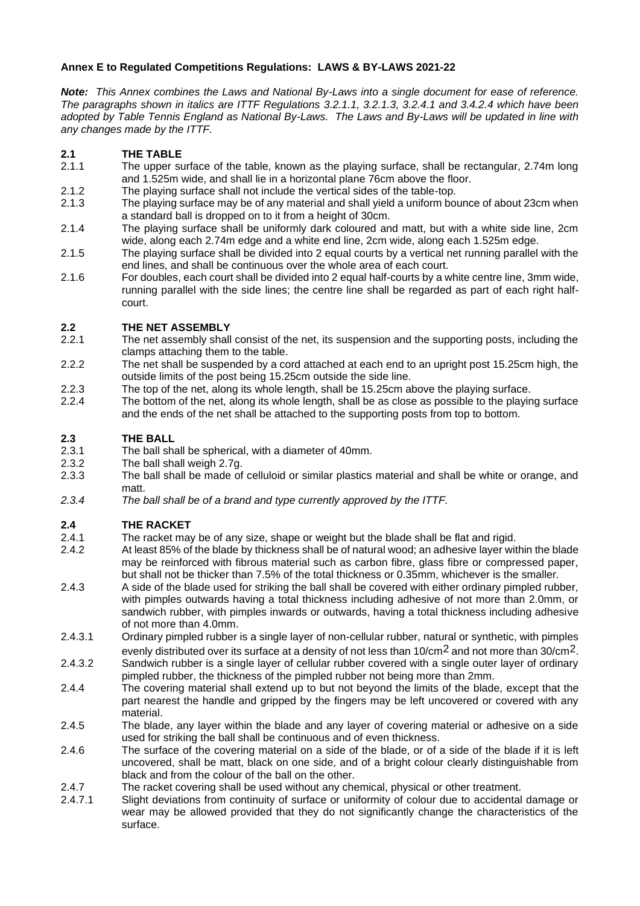**Annex E to Regulated Competitions Regulations: LAWS & BY-LAWS 2021-22**

***Note:*** *This Annex combines the Laws and National By-Laws into a single document for ease of reference. The paragraphs shown in italics are ITTF Regulations 3.2.1.1, 3.2.1.3, 3.2.4.1 and 3.4.2.4 which have been adopted by Table Tennis England as National By-Laws. The Laws and By-Laws will be updated in line with any changes made by the ITTF.*

## 2.1 THE TABLE

2.1.1 The upper surface of the table, known as the playing surface, shall be rectangular, 2.74m long and 1.525m wide, and shall lie in a horizontal plane 76cm above the floor.

2.1.2 The playing surface shall not include the vertical sides of the table-top.

2.1.3 The playing surface may be of any material and shall yield a uniform bounce of about 23cm when a standard ball is dropped on to it from a height of 30cm.

2.1.4 The playing surface shall be uniformly dark coloured and matt, but with a white side line, 2cm wide, along each 2.74m edge and a white end line, 2cm wide, along each 1.525m edge.

2.1.5 The playing surface shall be divided into 2 equal courts by a vertical net running parallel with the end lines, and shall be continuous over the whole area of each court.

2.1.6 For doubles, each court shall be divided into 2 equal half-courts by a white centre line, 3mm wide, running parallel with the side lines; the centre line shall be regarded as part of each right half-court.

## 2.2 THE NET ASSEMBLY

2.2.1 The net assembly shall consist of the net, its suspension and the supporting posts, including the clamps attaching them to the table.

2.2.2 The net shall be suspended by a cord attached at each end to an upright post 15.25cm high, the outside limits of the post being 15.25cm outside the side line.

2.2.3 The top of the net, along its whole length, shall be 15.25cm above the playing surface.

2.2.4 The bottom of the net, along its whole length, shall be as close as possible to the playing surface and the ends of the net shall be attached to the supporting posts from top to bottom.

## 2.3 THE BALL

2.3.1 The ball shall be spherical, with a diameter of 40mm.

2.3.2 The ball shall weigh 2.7g.

2.3.3 The ball shall be made of celluloid or similar plastics material and shall be white or orange, and matt.

*2.3.4 The ball shall be of a brand and type currently approved by the ITTF.*

## 2.4 THE RACKET

2.4.1 The racket may be of any size, shape or weight but the blade shall be flat and rigid.

2.4.2 At least 85% of the blade by thickness shall be of natural wood; an adhesive layer within the blade may be reinforced with fibrous material such as carbon fibre, glass fibre or compressed paper, but shall not be thicker than 7.5% of the total thickness or 0.35mm, whichever is the smaller.

2.4.3 A side of the blade used for striking the ball shall be covered with either ordinary pimpled rubber, with pimples outwards having a total thickness including adhesive of not more than 2.0mm, or sandwich rubber, with pimples inwards or outwards, having a total thickness including adhesive of not more than 4.0mm.

2.4.3.1 Ordinary pimpled rubber is a single layer of non-cellular rubber, natural or synthetic, with pimples evenly distributed over its surface at a density of not less than $10/cm^2$ and not more than $30/cm^2$.

2.4.3.2 Sandwich rubber is a single layer of cellular rubber covered with a single outer layer of ordinary pimpled rubber, the thickness of the pimpled rubber not being more than 2mm.

2.4.4 The covering material shall extend up to but not beyond the limits of the blade, except that the part nearest the handle and gripped by the fingers may be left uncovered or covered with any material.

2.4.5 The blade, any layer within the blade and any layer of covering material or adhesive on a side used for striking the ball shall be continuous and of even thickness.

2.4.6 The surface of the covering material on a side of the blade, or of a side of the blade if it is left uncovered, shall be matt, black on one side, and of a bright colour clearly distinguishable from black and from the colour of the ball on the other.

2.4.7 The racket covering shall be used without any chemical, physical or other treatment.

2.4.7.1 Slight deviations from continuity of surface or uniformity of colour due to accidental damage or wear may be allowed provided that they do not significantly change the characteristics of the surface.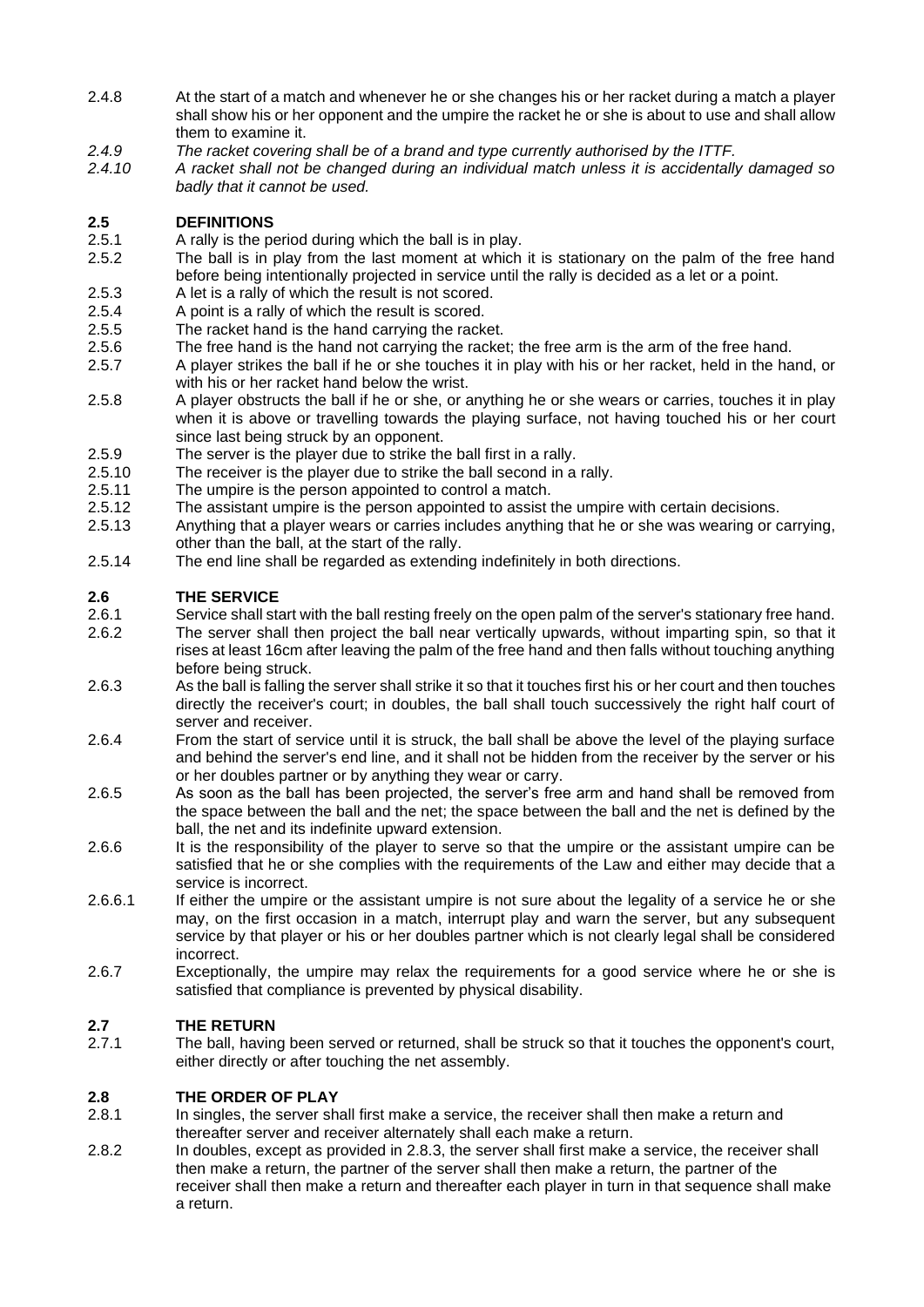2.4.8 At the start of a match and whenever he or she changes his or her racket during a match a player shall show his or her opponent and the umpire the racket he or she is about to use and shall allow them to examine it.

*2.4.9 The racket covering shall be of a brand and type currently authorised by the ITTF.*

*2.4.10 A racket shall not be changed during an individual match unless it is accidentally damaged so badly that it cannot be used.*

## 2.5 DEFINITIONS

2.5.1 A rally is the period during which the ball is in play.

2.5.2 The ball is in play from the last moment at which it is stationary on the palm of the free hand before being intentionally projected in service until the rally is decided as a let or a point.

2.5.3 A let is a rally of which the result is not scored.

2.5.4 A point is a rally of which the result is scored.

2.5.5 The racket hand is the hand carrying the racket.

2.5.6 The free hand is the hand not carrying the racket; the free arm is the arm of the free hand.

2.5.7 A player strikes the ball if he or she touches it in play with his or her racket, held in the hand, or with his or her racket hand below the wrist.

2.5.8 A player obstructs the ball if he or she, or anything he or she wears or carries, touches it in play when it is above or travelling towards the playing surface, not having touched his or her court since last being struck by an opponent.

2.5.9 The server is the player due to strike the ball first in a rally.

2.5.10 The receiver is the player due to strike the ball second in a rally.

2.5.11 The umpire is the person appointed to control a match.

2.5.12 The assistant umpire is the person appointed to assist the umpire with certain decisions.

2.5.13 Anything that a player wears or carries includes anything that he or she was wearing or carrying, other than the ball, at the start of the rally.

2.5.14 The end line shall be regarded as extending indefinitely in both directions.

## 2.6 THE SERVICE

2.6.1 Service shall start with the ball resting freely on the open palm of the server's stationary free hand.

2.6.2 The server shall then project the ball near vertically upwards, without imparting spin, so that it rises at least 16cm after leaving the palm of the free hand and then falls without touching anything before being struck.

2.6.3 As the ball is falling the server shall strike it so that it touches first his or her court and then touches directly the receiver's court; in doubles, the ball shall touch successively the right half court of server and receiver.

2.6.4 From the start of service until it is struck, the ball shall be above the level of the playing surface and behind the server's end line, and it shall not be hidden from the receiver by the server or his or her doubles partner or by anything they wear or carry.

2.6.5 As soon as the ball has been projected, the server's free arm and hand shall be removed from the space between the ball and the net; the space between the ball and the net is defined by the ball, the net and its indefinite upward extension.

2.6.6 It is the responsibility of the player to serve so that the umpire or the assistant umpire can be satisfied that he or she complies with the requirements of the Law and either may decide that a service is incorrect.

2.6.6.1 If either the umpire or the assistant umpire is not sure about the legality of a service he or she may, on the first occasion in a match, interrupt play and warn the server, but any subsequent service by that player or his or her doubles partner which is not clearly legal shall be considered incorrect.

2.6.7 Exceptionally, the umpire may relax the requirements for a good service where he or she is satisfied that compliance is prevented by physical disability.

## 2.7 THE RETURN

2.7.1 The ball, having been served or returned, shall be struck so that it touches the opponent's court, either directly or after touching the net assembly.

## 2.8 THE ORDER OF PLAY

2.8.1 In singles, the server shall first make a service, the receiver shall then make a return and thereafter server and receiver alternately shall each make a return.

2.8.2 In doubles, except as provided in 2.8.3, the server shall first make a service, the receiver shall then make a return, the partner of the server shall then make a return, the partner of the receiver shall then make a return and thereafter each player in turn in that sequence shall make a return.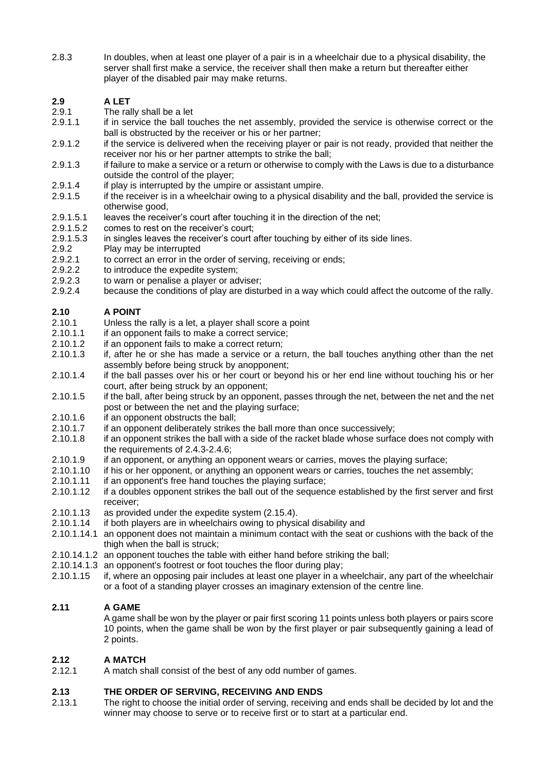2.8.3 In doubles, when at least one player of a pair is in a wheelchair due to a physical disability, the server shall first make a service, the receiver shall then make a return but thereafter either player of the disabled pair may make returns.

## 2.9 A LET

2.9.1 The rally shall be a let

2.9.1.1 if in service the ball touches the net assembly, provided the service is otherwise correct or the ball is obstructed by the receiver or his or her partner;

2.9.1.2 if the service is delivered when the receiving player or pair is not ready, provided that neither the receiver nor his or her partner attempts to strike the ball;

2.9.1.3 if failure to make a service or a return or otherwise to comply with the Laws is due to a disturbance outside the control of the player;

2.9.1.4 if play is interrupted by the umpire or assistant umpire.

2.9.1.5 if the receiver is in a wheelchair owing to a physical disability and the ball, provided the service is otherwise good,

2.9.1.5.1 leaves the receiver's court after touching it in the direction of the net;

2.9.1.5.2 comes to rest on the receiver's court;

2.9.1.5.3 in singles leaves the receiver's court after touching by either of its side lines.

2.9.2 Play may be interrupted

2.9.2.1 to correct an error in the order of serving, receiving or ends;

2.9.2.2 to introduce the expedite system;

2.9.2.3 to warn or penalise a player or adviser;

2.9.2.4 because the conditions of play are disturbed in a way which could affect the outcome of the rally.

## 2.10 A POINT

2.10.1 Unless the rally is a let, a player shall score a point

2.10.1.1 if an opponent fails to make a correct service;

2.10.1.2 if an opponent fails to make a correct return;

2.10.1.3 if, after he or she has made a service or a return, the ball touches anything other than the net assembly before being struck by anopponent;

2.10.1.4 if the ball passes over his or her court or beyond his or her end line without touching his or her court, after being struck by an opponent;

2.10.1.5 if the ball, after being struck by an opponent, passes through the net, between the net and the net post or between the net and the playing surface;

2.10.1.6 if an opponent obstructs the ball;

2.10.1.7 if an opponent deliberately strikes the ball more than once successively;

2.10.1.8 if an opponent strikes the ball with a side of the racket blade whose surface does not comply with the requirements of 2.4.3-2.4.6;

2.10.1.9 if an opponent, or anything an opponent wears or carries, moves the playing surface;

2.10.1.10 if his or her opponent, or anything an opponent wears or carries, touches the net assembly;

2.10.1.11 if an opponent's free hand touches the playing surface;

2.10.1.12 if a doubles opponent strikes the ball out of the sequence established by the first server and first receiver;

2.10.1.13 as provided under the expedite system (2.15.4).

2.10.1.14 if both players are in wheelchairs owing to physical disability and

2.10.1.14.1 an opponent does not maintain a minimum contact with the seat or cushions with the back of the thigh when the ball is struck;

2.10.14.1.2 an opponent touches the table with either hand before striking the ball;

2.10.14.1.3 an opponent's footrest or foot touches the floor during play;

2.10.1.15 if, where an opposing pair includes at least one player in a wheelchair, any part of the wheelchair or a foot of a standing player crosses an imaginary extension of the centre line.

## 2.11 A GAME

A game shall be won by the player or pair first scoring 11 points unless both players or pairs score 10 points, when the game shall be won by the first player or pair subsequently gaining a lead of 2 points.

## 2.12 A MATCH

2.12.1 A match shall consist of the best of any odd number of games.

## 2.13 THE ORDER OF SERVING, RECEIVING AND ENDS

2.13.1 The right to choose the initial order of serving, receiving and ends shall be decided by lot and the winner may choose to serve or to receive first or to start at a particular end.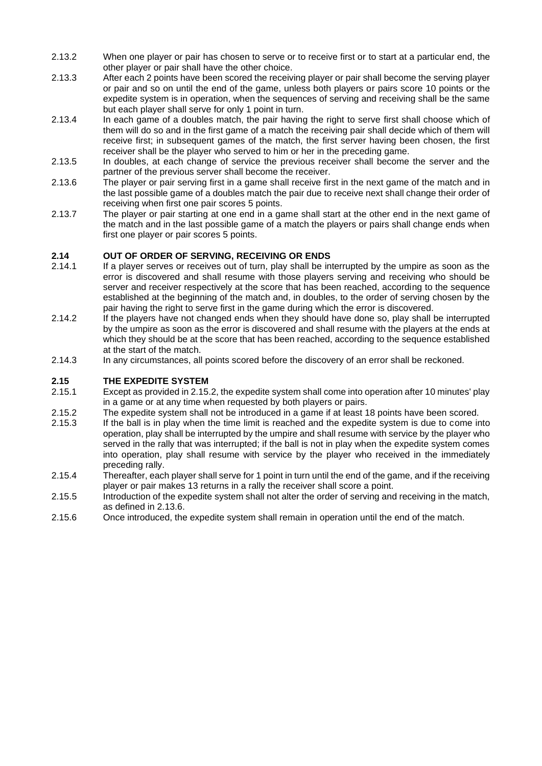2.13.2 When one player or pair has chosen to serve or to receive first or to start at a particular end, the other player or pair shall have the other choice.

2.13.3 After each 2 points have been scored the receiving player or pair shall become the serving player or pair and so on until the end of the game, unless both players or pairs score 10 points or the expedite system is in operation, when the sequences of serving and receiving shall be the same but each player shall serve for only 1 point in turn.

2.13.4 In each game of a doubles match, the pair having the right to serve first shall choose which of them will do so and in the first game of a match the receiving pair shall decide which of them will receive first; in subsequent games of the match, the first server having been chosen, the first receiver shall be the player who served to him or her in the preceding game.

2.13.5 In doubles, at each change of service the previous receiver shall become the server and the partner of the previous server shall become the receiver.

2.13.6 The player or pair serving first in a game shall receive first in the next game of the match and in the last possible game of a doubles match the pair due to receive next shall change their order of receiving when first one pair scores 5 points.

2.13.7 The player or pair starting at one end in a game shall start at the other end in the next game of the match and in the last possible game of a match the players or pairs shall change ends when first one player or pair scores 5 points.

## 2.14 OUT OF ORDER OF SERVING, RECEIVING OR ENDS

2.14.1 If a player serves or receives out of turn, play shall be interrupted by the umpire as soon as the error is discovered and shall resume with those players serving and receiving who should be server and receiver respectively at the score that has been reached, according to the sequence established at the beginning of the match and, in doubles, to the order of serving chosen by the pair having the right to serve first in the game during which the error is discovered.

2.14.2 If the players have not changed ends when they should have done so, play shall be interrupted by the umpire as soon as the error is discovered and shall resume with the players at the ends at which they should be at the score that has been reached, according to the sequence established at the start of the match.

2.14.3 In any circumstances, all points scored before the discovery of an error shall be reckoned.

## 2.15 THE EXPEDITE SYSTEM

2.15.1 Except as provided in 2.15.2, the expedite system shall come into operation after 10 minutes' play in a game or at any time when requested by both players or pairs.

2.15.2 The expedite system shall not be introduced in a game if at least 18 points have been scored.

2.15.3 If the ball is in play when the time limit is reached and the expedite system is due to come into operation, play shall be interrupted by the umpire and shall resume with service by the player who served in the rally that was interrupted; if the ball is not in play when the expedite system comes into operation, play shall resume with service by the player who received in the immediately preceding rally.

2.15.4 Thereafter, each player shall serve for 1 point in turn until the end of the game, and if the receiving player or pair makes 13 returns in a rally the receiver shall score a point.

2.15.5 Introduction of the expedite system shall not alter the order of serving and receiving in the match, as defined in 2.13.6.

2.15.6 Once introduced, the expedite system shall remain in operation until the end of the match.